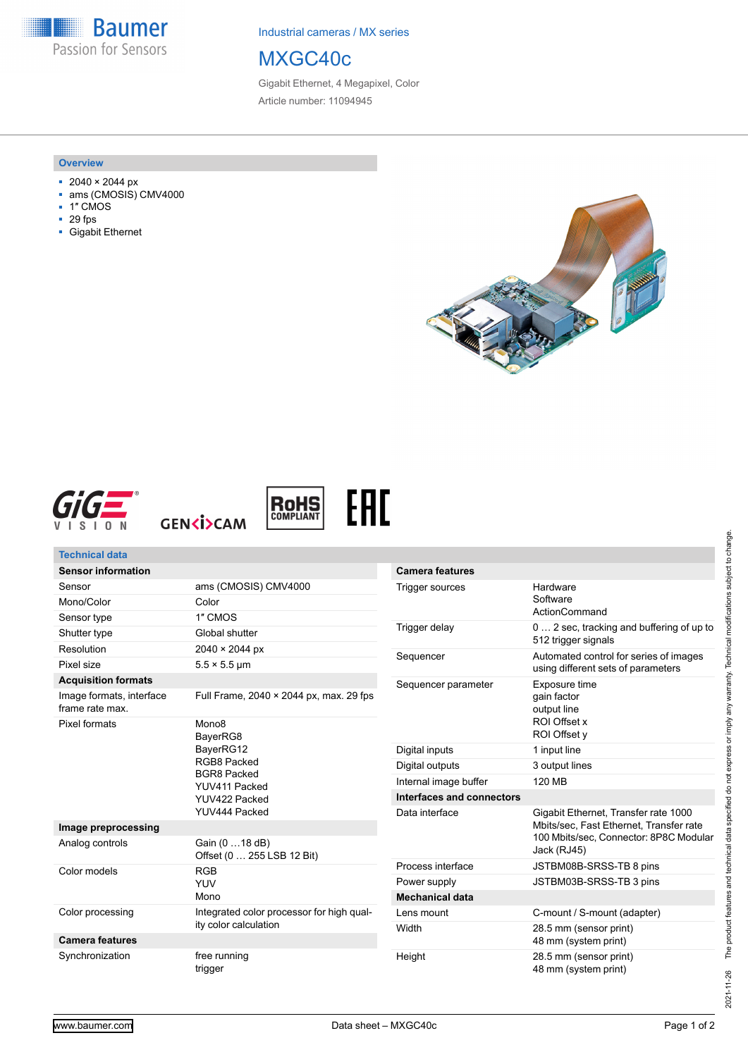Baumer
Passion for Sensors

Industrial cameras / MX series

# MXGC40c

Gigabit Ethernet, 4 Megapixel, Color

Article number: 11094945

## Overview

- 2040 × 2044 px
- ams (CMOSIS) CMV4000
- 1″ CMOS
- 29 fps
- Gigabit Ethernet

## Technical data

| Sensor information | |
|---|---|
| Sensor | ams (CMOSIS) CMV4000 |
| Mono/Color | Color |
| Sensor type | 1″ CMOS |
| Shutter type | Global shutter |
| Resolution | 2040 × 2044 px |
| Pixel size | 5.5 × 5.5 µm |
| **Acquisition formats** | |
| Image formats, interface frame rate max. | Full Frame, 2040 × 2044 px, max. 29 fps |
| Pixel formats | Mono8<br>BayerRG8<br>BayerRG12<br>RGB8 Packed<br>BGR8 Packed<br>YUV411 Packed<br>YUV422 Packed<br>YUV444 Packed |
| **Image preprocessing** | |
| Analog controls | Gain (0 …18 dB)<br>Offset (0 … 255 LSB 12 Bit) |
| Color models | RGB<br>YUV<br>Mono |
| Color processing | Integrated color processor for high quality color calculation |
| **Camera features** | |
| Synchronization | free running<br>trigger |

| Camera features | |
|---|---|
| Trigger sources | Hardware<br>Software<br>ActionCommand |
| Trigger delay | 0 … 2 sec, tracking and buffering of up to 512 trigger signals |
| Sequencer | Automated control for series of images using different sets of parameters |
| Sequencer parameter | Exposure time<br>gain factor<br>output line<br>ROI Offset x<br>ROI Offset y |
| Digital inputs | 1 input line |
| Digital outputs | 3 output lines |
| Internal image buffer | 120 MB |
| **Interfaces and connectors** | |
| Data interface | Gigabit Ethernet, Transfer rate 1000 Mbits/sec, Fast Ethernet, Transfer rate 100 Mbits/sec, Connector: 8P8C Modular Jack (RJ45) |
| Process interface | JSTBM08B-SRSS-TB 8 pins |
| Power supply | JSTBM03B-SRSS-TB 3 pins |
| **Mechanical data** | |
| Lens mount | C-mount / S-mount (adapter) |
| Width | 28.5 mm (sensor print)<br>48 mm (system print) |
| Height | 28.5 mm (sensor print)<br>48 mm (system print) |

2021-11-26 The product features and technical data specified do not express or imply any warranty. Technical modifications subject to change.

www.baumer.com Data sheet – MXGC40c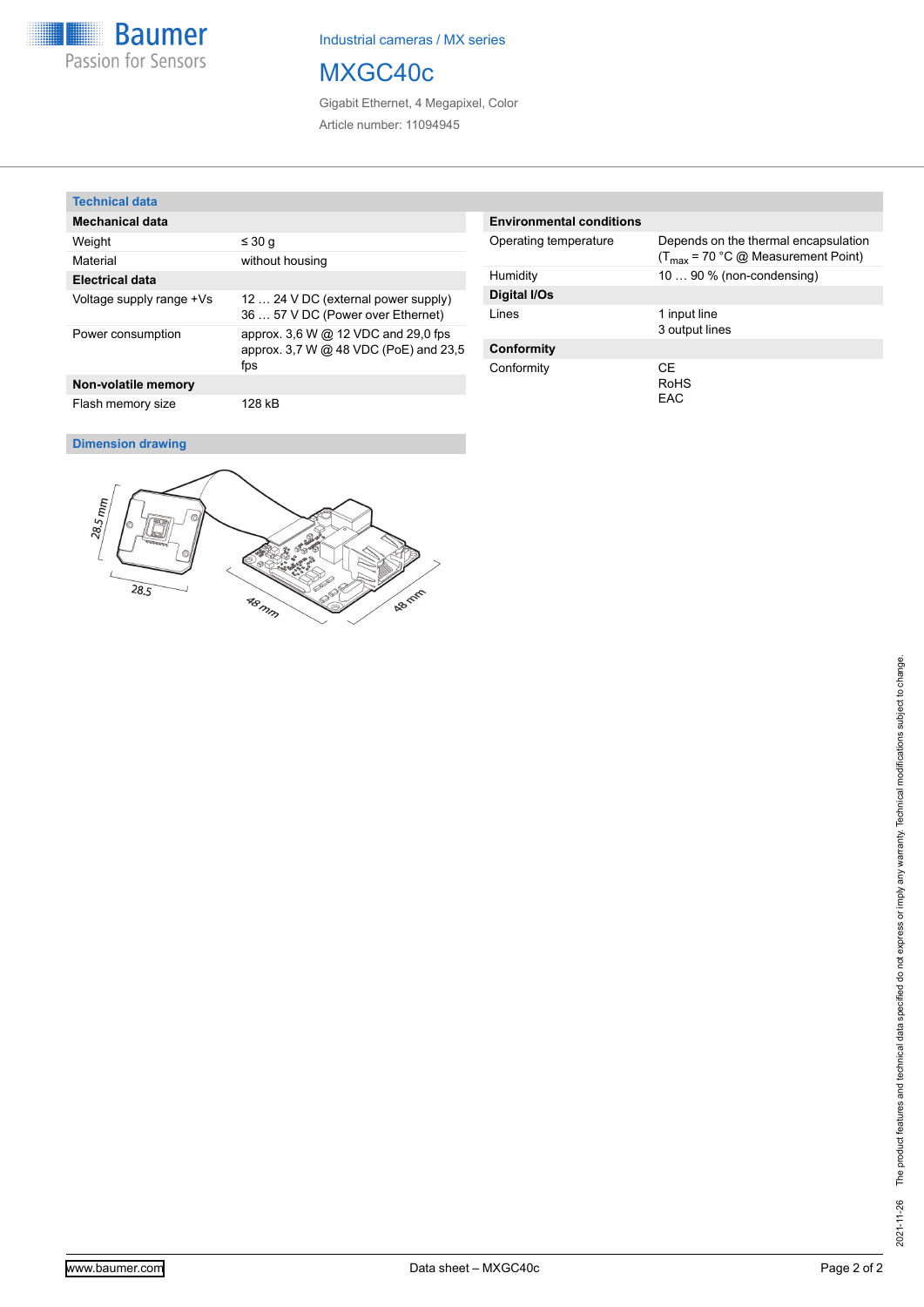Industrial cameras / MX series

# MXGC40c

Gigabit Ethernet, 4 Megapixel, Color

Article number: 11094945

## Technical data

| | |
|---|---|
| **Mechanical data** | |
| Weight | ≤ 30 g |
| Material | without housing |
| **Electrical data** | |
| Voltage supply range +Vs | 12 … 24 V DC (external power supply)<br>36 … 57 V DC (Power over Ethernet) |
| Power consumption | approx. 3,6 W @ 12 VDC and 29,0 fps<br>approx. 3,7 W @ 48 VDC (PoE) and 23,5 fps |
| **Non-volatile memory** | |
| Flash memory size | 128 kB |

| | |
|---|---|
| **Environmental conditions** | |
| Operating temperature | Depends on the thermal encapsulation ($T_{max}$ = 70 °C @ Measurement Point) |
| Humidity | 10 … 90 % (non-condensing) |
| **Digital I/Os** | |
| Lines | 1 input line<br>3 output lines |
| **Conformity** | |
| Conformity | CE<br>RoHS<br>EAC |

## Dimension drawing

28.5 mm

28.5

48 mm

48 mm

The product features and technical data specified do not express or imply any warranty. Technical modifications subject to change.

2021-11-26

www.baumer.com

Data sheet – MXGC40c